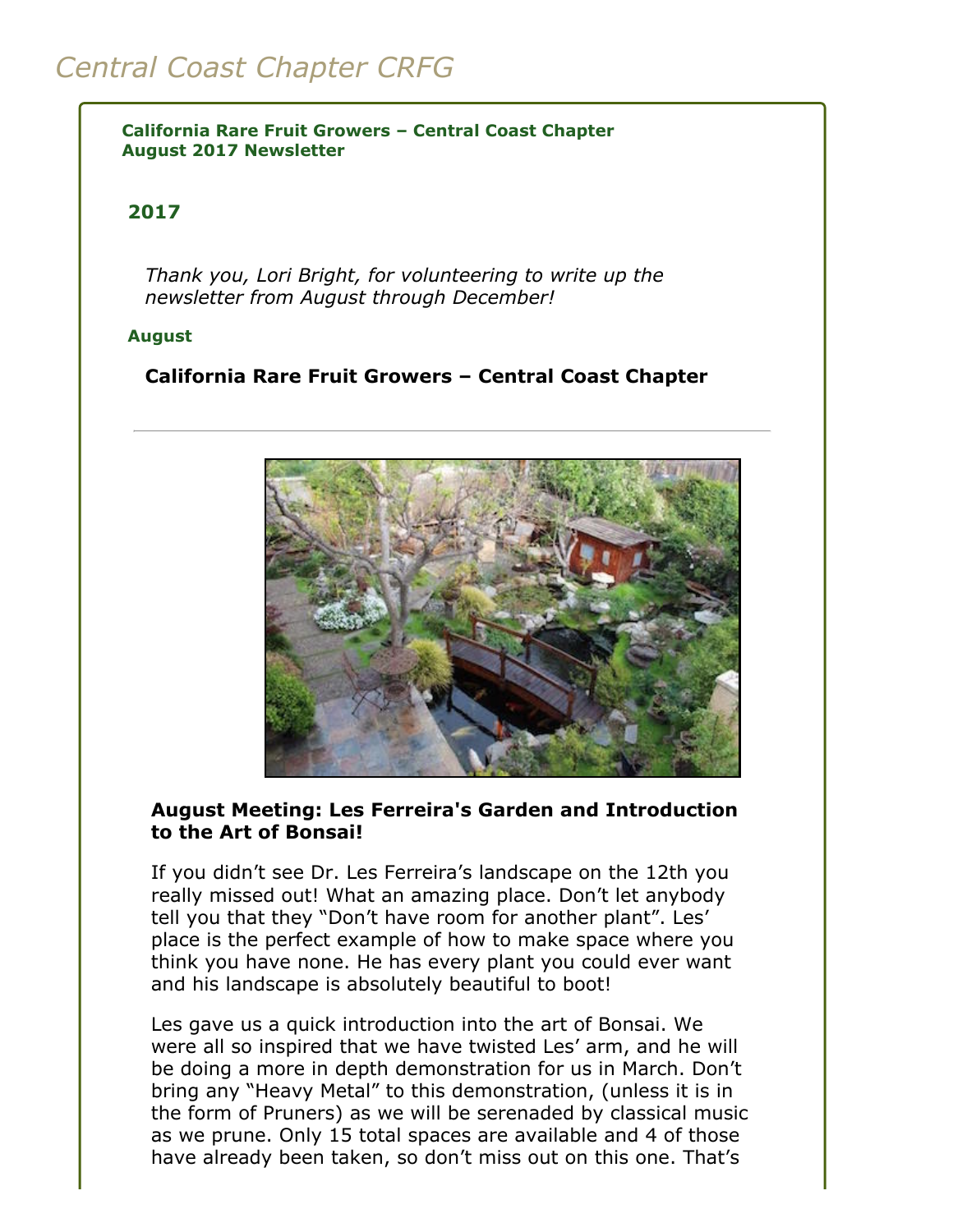# Central Coast Chapter CRFG

**California Rare Fruit Growers – Central Coast Chapter**
**August 2017 Newsletter**

## 2017

*Thank you, Lori Bright, for volunteering to write up the newsletter from August through December!*

### August

**California Rare Fruit Growers – Central Coast Chapter**

---

**August Meeting: Les Ferreira's Garden and Introduction to the Art of Bonsai!**

If you didn't see Dr. Les Ferreira's landscape on the 12th you really missed out! What an amazing place. Don't let anybody tell you that they "Don't have room for another plant". Les' place is the perfect example of how to make space where you think you have none. He has every plant you could ever want and his landscape is absolutely beautiful to boot!

Les gave us a quick introduction into the art of Bonsai. We were all so inspired that we have twisted Les' arm, and he will be doing a more in depth demonstration for us in March. Don't bring any "Heavy Metal" to this demonstration, (unless it is in the form of Pruners) as we will be serenaded by classical music as we prune. Only 15 total spaces are available and 4 of those have already been taken, so don't miss out on this one. That's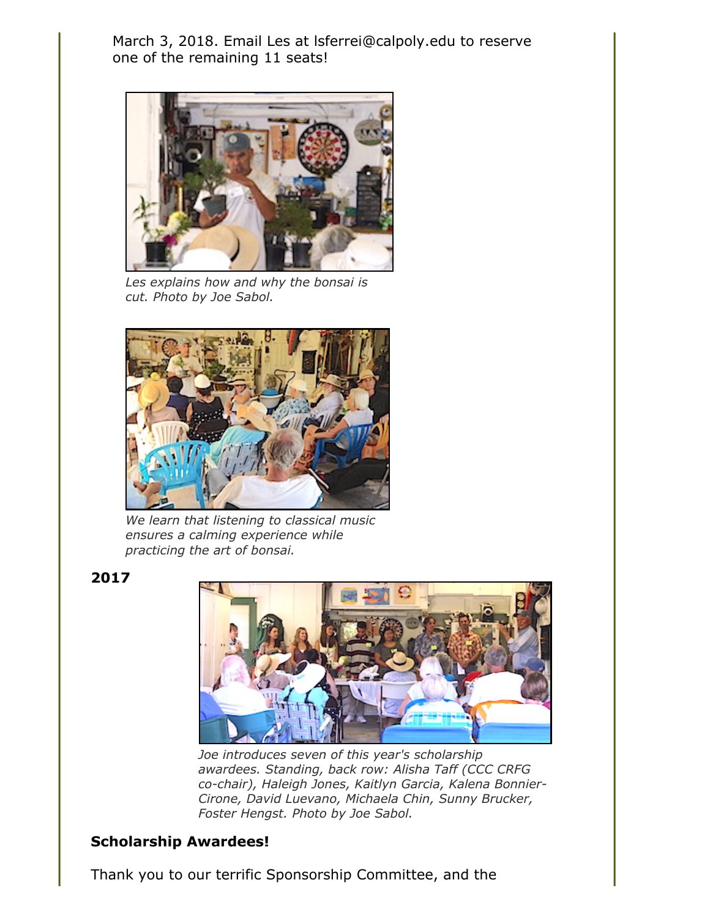March 3, 2018. Email Les at lsferrei@calpoly.edu to reserve one of the remaining 11 seats!

*Les explains how and why the bonsai is cut. Photo by Joe Sabol.*

*We learn that listening to classical music ensures a calming experience while practicing the art of bonsai.*

**2017**

*Joe introduces seven of this year's scholarship awardees. Standing, back row: Alisha Taff (CCC CRFG co-chair), Haleigh Jones, Kaitlyn Garcia, Kalena Bonnier-Cirone, David Luevano, Michaela Chin, Sunny Brucker, Foster Hengst. Photo by Joe Sabol.*

**Scholarship Awardees!**

Thank you to our terrific Sponsorship Committee, and the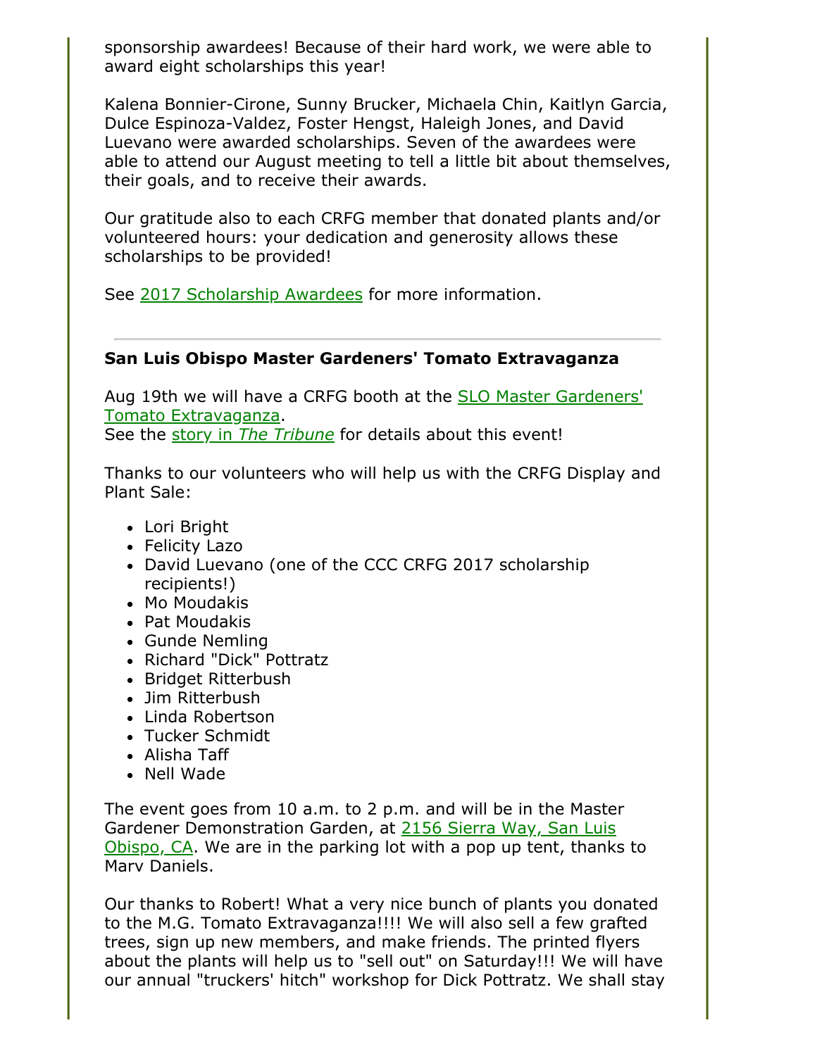sponsorship awardees! Because of their hard work, we were able to award eight scholarships this year!

Kalena Bonnier-Cirone, Sunny Brucker, Michaela Chin, Kaitlyn Garcia, Dulce Espinoza-Valdez, Foster Hengst, Haleigh Jones, and David Luevano were awarded scholarships. Seven of the awardees were able to attend our August meeting to tell a little bit about themselves, their goals, and to receive their awards.

Our gratitude also to each CRFG member that donated plants and/or volunteered hours: your dedication and generosity allows these scholarships to be provided!

See 2017 Scholarship Awardees for more information.

---

**San Luis Obispo Master Gardeners' Tomato Extravaganza**

Aug 19th we will have a CRFG booth at the SLO Master Gardeners' Tomato Extravaganza.
See the story in *The Tribune* for details about this event!

Thanks to our volunteers who will help us with the CRFG Display and Plant Sale:

- Lori Bright
- Felicity Lazo
- David Luevano (one of the CCC CRFG 2017 scholarship recipients!)
- Mo Moudakis
- Pat Moudakis
- Gunde Nemling
- Richard "Dick" Pottratz
- Bridget Ritterbush
- Jim Ritterbush
- Linda Robertson
- Tucker Schmidt
- Alisha Taff
- Nell Wade

The event goes from 10 a.m. to 2 p.m. and will be in the Master Gardener Demonstration Garden, at 2156 Sierra Way, San Luis Obispo, CA. We are in the parking lot with a pop up tent, thanks to Marv Daniels.

Our thanks to Robert! What a very nice bunch of plants you donated to the M.G. Tomato Extravaganza!!!! We will also sell a few grafted trees, sign up new members, and make friends. The printed flyers about the plants will help us to "sell out" on Saturday!!! We will have our annual "truckers' hitch" workshop for Dick Pottratz. We shall stay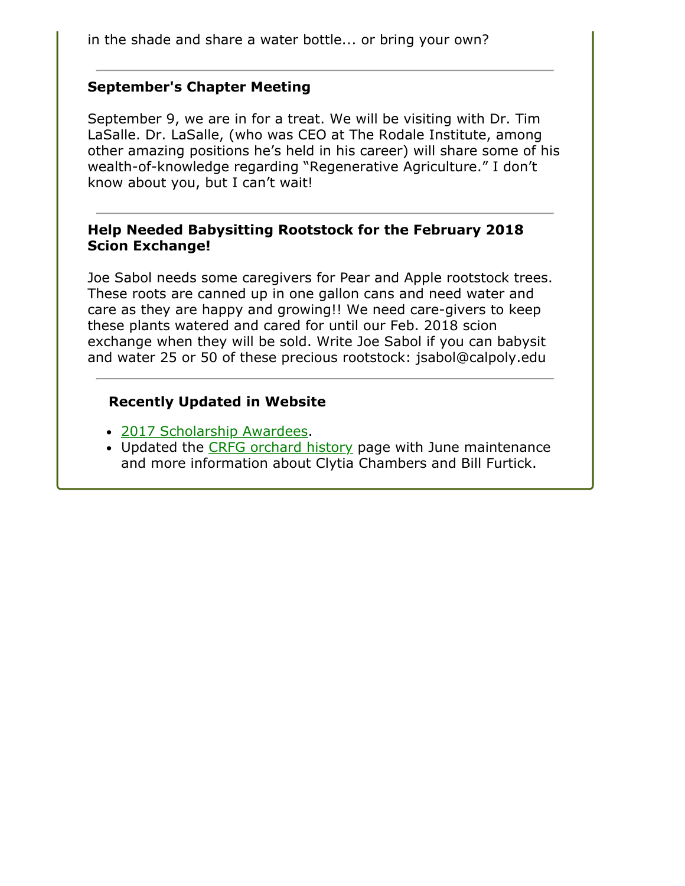in the shade and share a water bottle... or bring your own?

---

**September's Chapter Meeting**

September 9, we are in for a treat. We will be visiting with Dr. Tim LaSalle. Dr. LaSalle, (who was CEO at The Rodale Institute, among other amazing positions he's held in his career) will share some of his wealth-of-knowledge regarding "Regenerative Agriculture." I don't know about you, but I can't wait!

---

**Help Needed Babysitting Rootstock for the February 2018 Scion Exchange!**

Joe Sabol needs some caregivers for Pear and Apple rootstock trees. These roots are canned up in one gallon cans and need water and care as they are happy and growing!! We need care-givers to keep these plants watered and cared for until our Feb. 2018 scion exchange when they will be sold. Write Joe Sabol if you can babysit and water 25 or 50 of these precious rootstock: jsabol@calpoly.edu

---

**Recently Updated in Website**

- 2017 Scholarship Awardees.
- Updated the CRFG orchard history page with June maintenance and more information about Clytia Chambers and Bill Furtick.